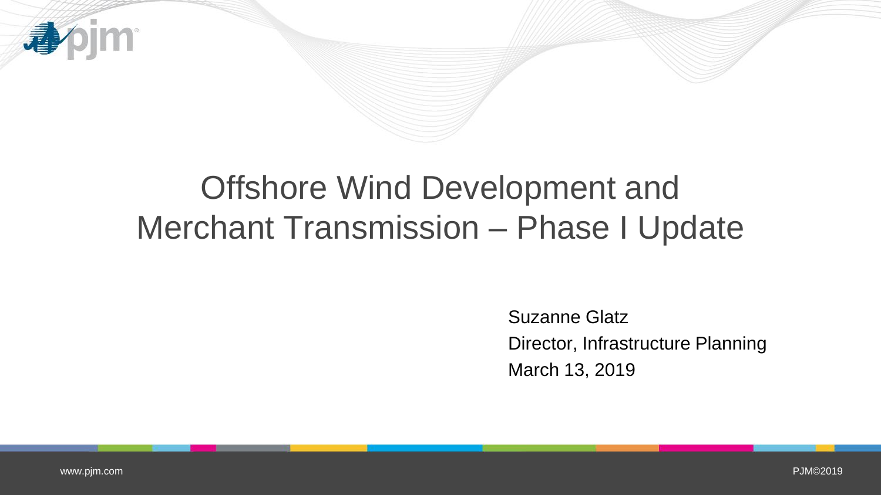# Offshore Wind Development and Merchant Transmission – Phase I Update

Suzanne Glatz
Director, Infrastructure Planning
March 13, 2019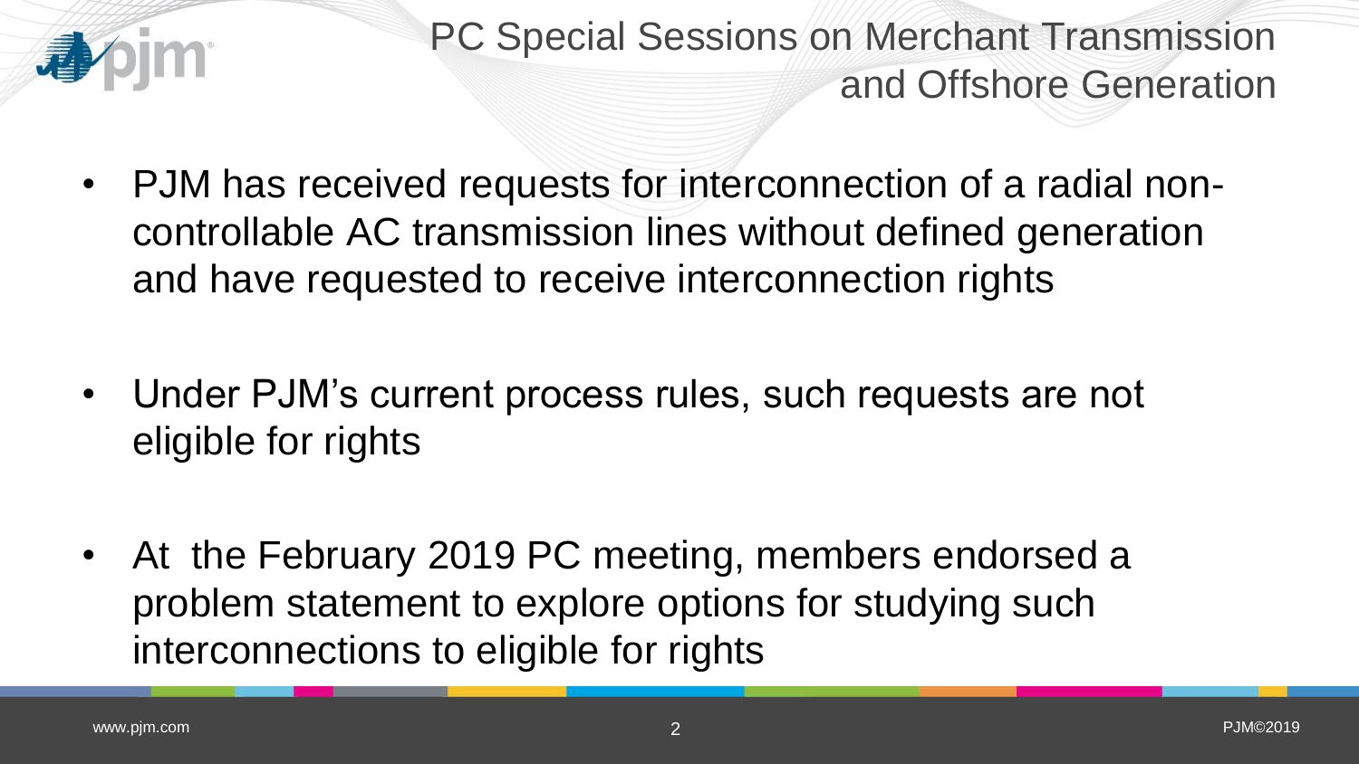# PC Special Sessions on Merchant Transmission and Offshore Generation

- PJM has received requests for interconnection of a radial non-controllable AC transmission lines without defined generation and have requested to receive interconnection rights
- Under PJM's current process rules, such requests are not eligible for rights
- At the February 2019 PC meeting, members endorsed a problem statement to explore options for studying such interconnections to eligible for rights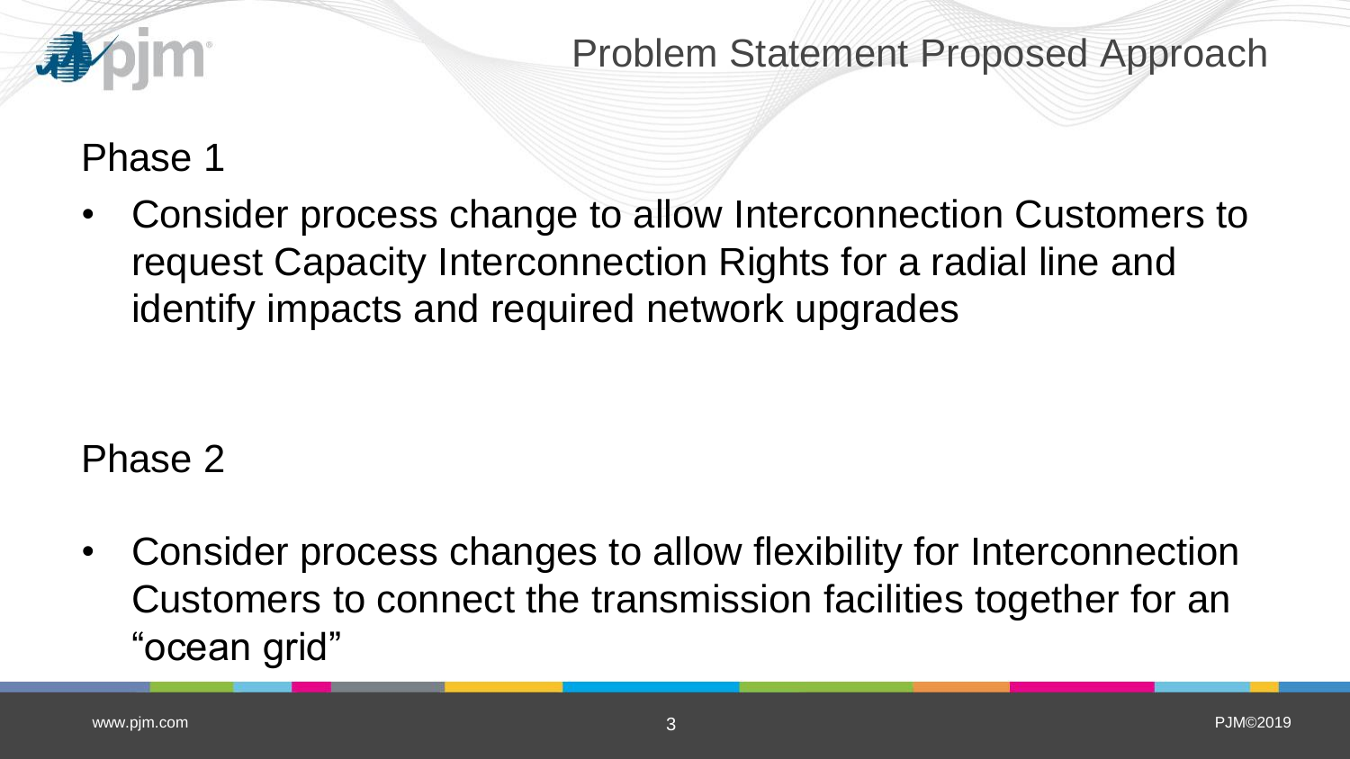# Problem Statement Proposed Approach

## Phase 1

- Consider process change to allow Interconnection Customers to request Capacity Interconnection Rights for a radial line and identify impacts and required network upgrades

## Phase 2

- Consider process changes to allow flexibility for Interconnection Customers to connect the transmission facilities together for an "ocean grid"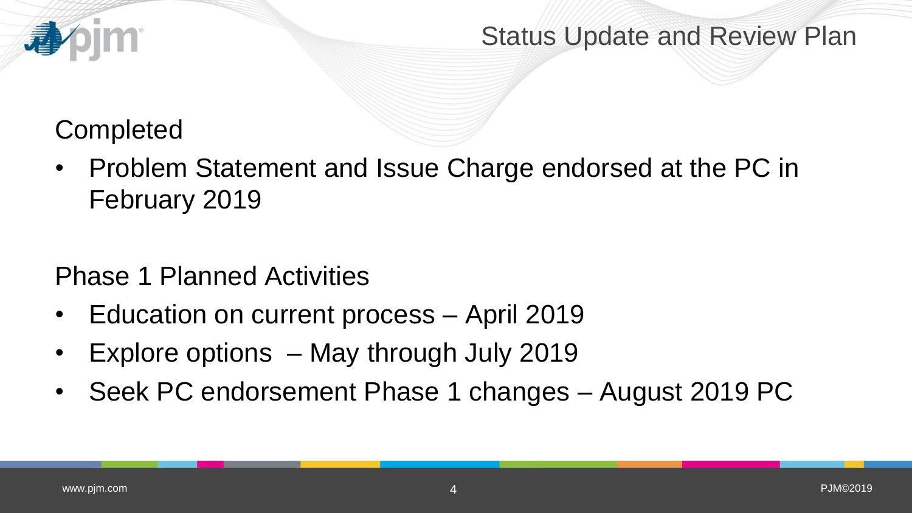# Status Update and Review Plan

## Completed

- Problem Statement and Issue Charge endorsed at the PC in February 2019

## Phase 1 Planned Activities

- Education on current process – April 2019
- Explore options – May through July 2019
- Seek PC endorsement Phase 1 changes – August 2019 PC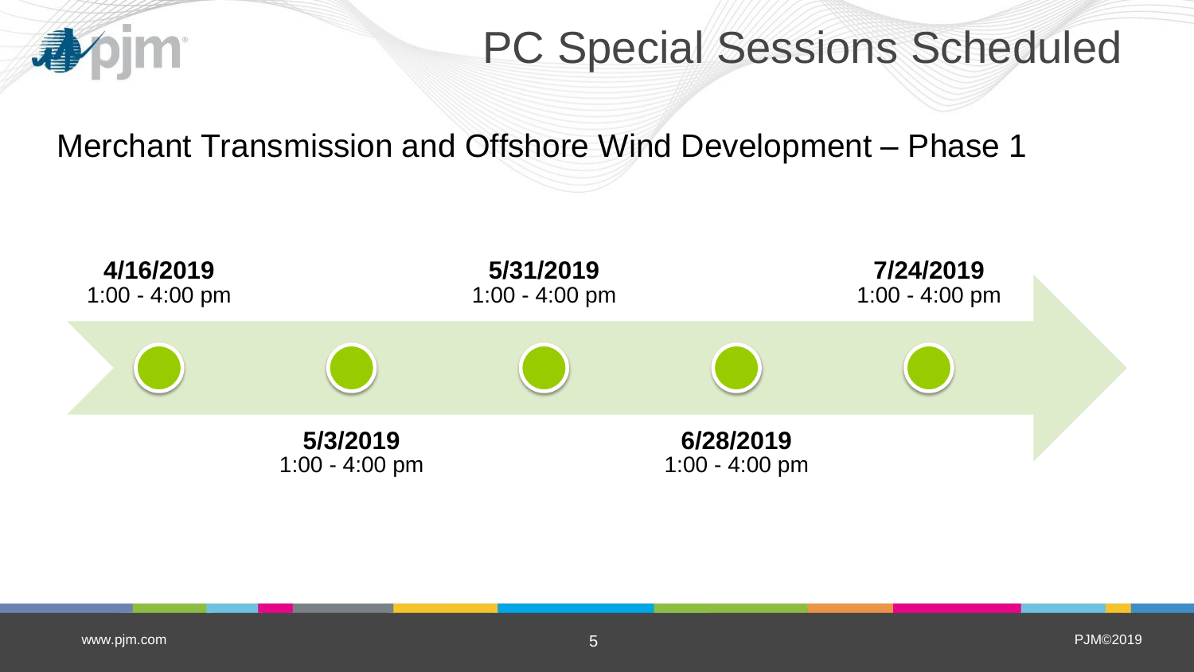# PC Special Sessions Scheduled

## Merchant Transmission and Offshore Wind Development – Phase 1

- **4/16/2019**
  1:00 - 4:00 pm
- **5/3/2019**
  1:00 - 4:00 pm
- **5/31/2019**
  1:00 - 4:00 pm
- **6/28/2019**
  1:00 - 4:00 pm
- **7/24/2019**
  1:00 - 4:00 pm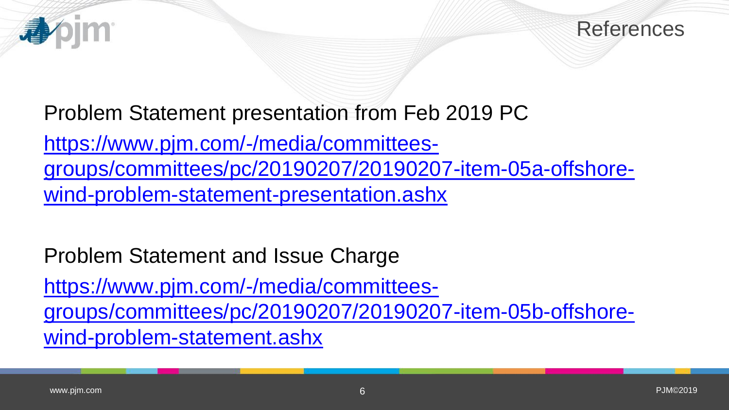# References

Problem Statement presentation from Feb 2019 PC

https://www.pjm.com/-/media/committees-groups/committees/pc/20190207/20190207-item-05a-offshore-wind-problem-statement-presentation.ashx

Problem Statement and Issue Charge

https://www.pjm.com/-/media/committees-groups/committees/pc/20190207/20190207-item-05b-offshore-wind-problem-statement.ashx